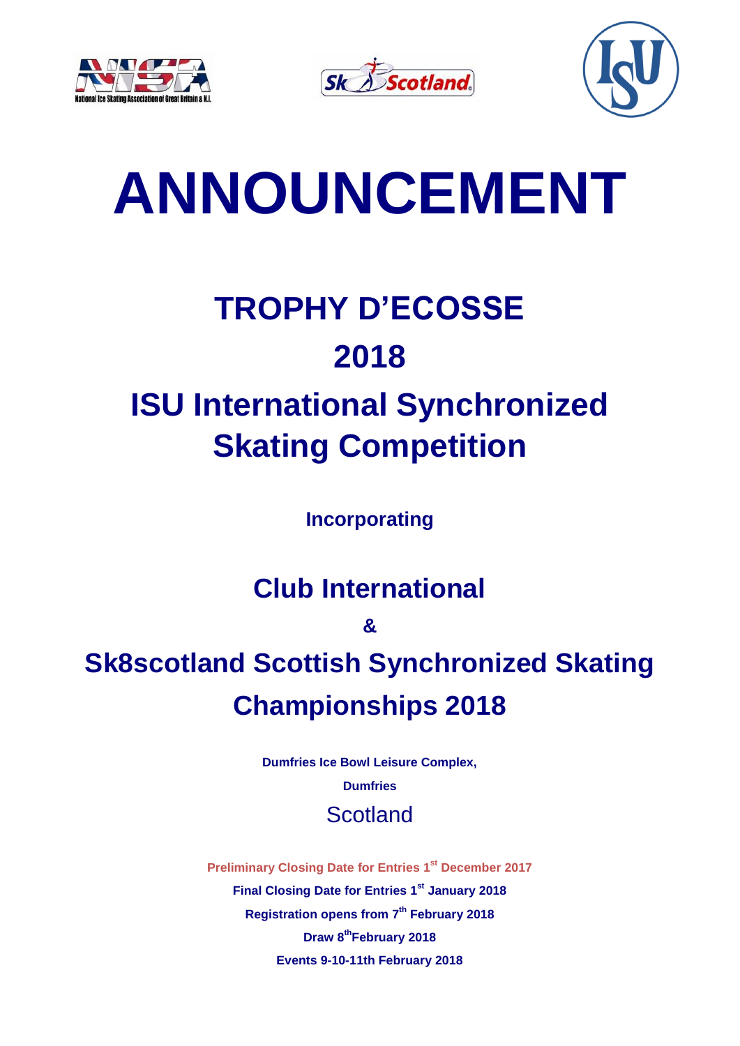# ANNOUNCEMENT

## TROPHY D'ECOSSE

## 2018

## ISU International Synchronized Skating Competition

**Incorporating**

## Club International

**&**

## Sk8scotland Scottish Synchronized Skating Championships 2018

**Dumfries Ice Bowl Leisure Complex,**

**Dumfries**

Scotland

**Preliminary Closing Date for Entries 1st December 2017**

**Final Closing Date for Entries 1st January 2018**

**Registration opens from 7th February 2018**

**Draw 8th February 2018**

**Events 9-10-11th February 2018**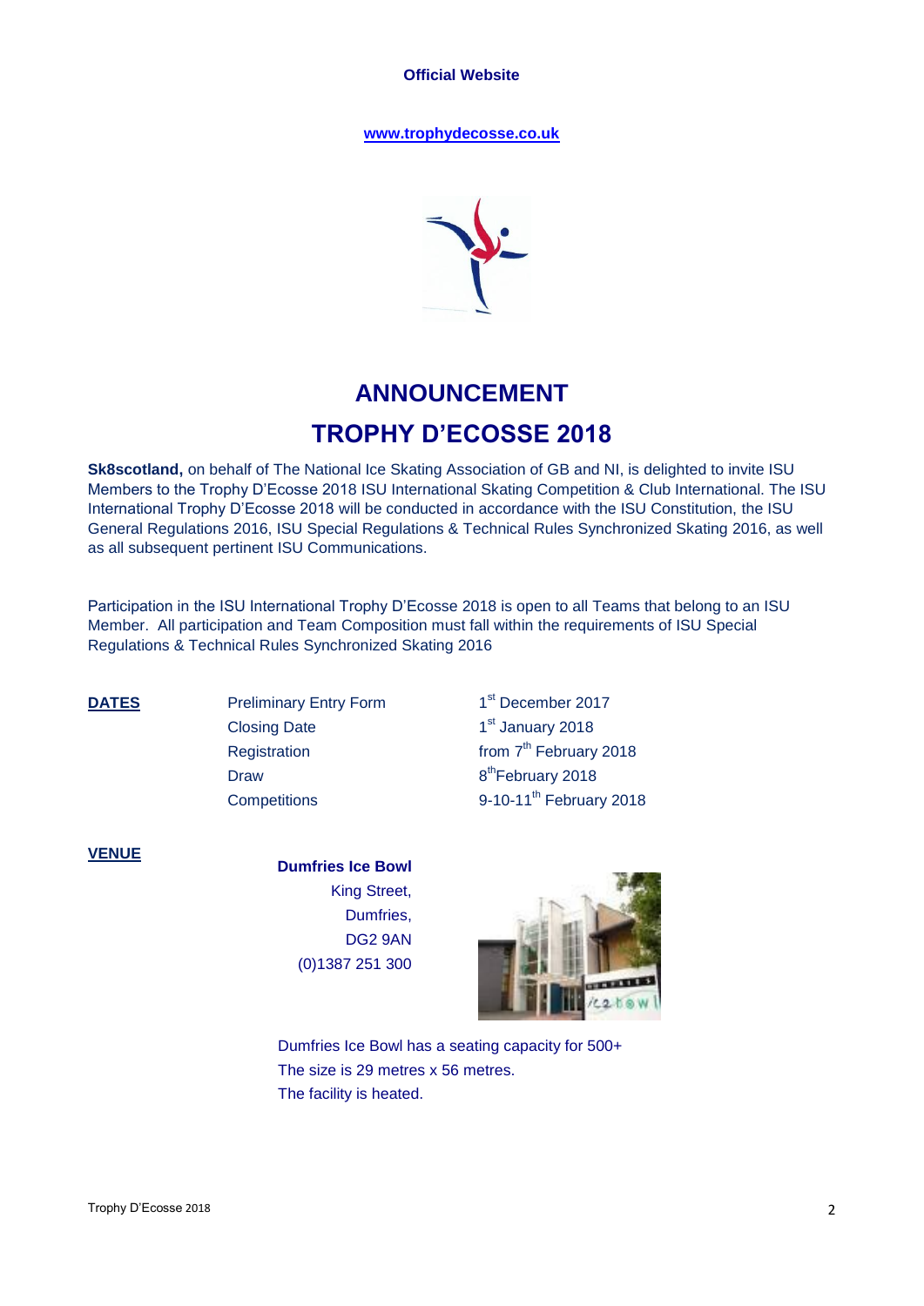**Official Website**

**www.trophydecosse.co.uk**

# ANNOUNCEMENT

# TROPHY D'ECOSSE 2018

**Sk8scotland,** on behalf of The National Ice Skating Association of GB and NI, is delighted to invite ISU Members to the Trophy D'Ecosse 2018 ISU International Skating Competition & Club International. The ISU International Trophy D'Ecosse 2018 will be conducted in accordance with the ISU Constitution, the ISU General Regulations 2016, ISU Special Regulations & Technical Rules Synchronized Skating 2016, as well as all subsequent pertinent ISU Communications.

Participation in the ISU International Trophy D'Ecosse 2018 is open to all Teams that belong to an ISU Member. All participation and Team Composition must fall within the requirements of ISU Special Regulations & Technical Rules Synchronized Skating 2016

**DATES**

| | |
|---|---|
| Preliminary Entry Form | 1st December 2017 |
| Closing Date | 1st January 2018 |
| Registration | from 7th February 2018 |
| Draw | 8th February 2018 |
| Competitions | 9-10-11th February 2018 |

**VENUE**

**Dumfries Ice Bowl**
King Street,
Dumfries,
DG2 9AN
(0)1387 251 300

Dumfries Ice Bowl has a seating capacity for 500+
The size is 29 metres x 56 metres.
The facility is heated.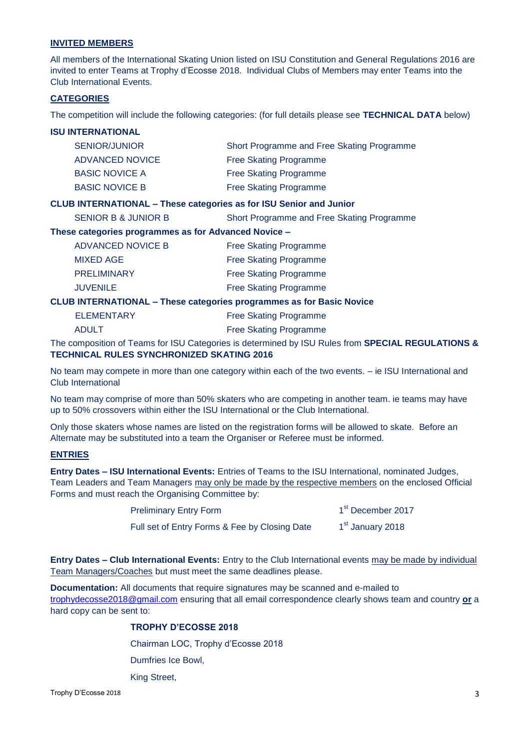## INVITED MEMBERS

All members of the International Skating Union listed on ISU Constitution and General Regulations 2016 are invited to enter Teams at Trophy d'Ecosse 2018. Individual Clubs of Members may enter Teams into the Club International Events.

## CATEGORIES

The competition will include the following categories: (for full details please see **TECHNICAL DATA** below)

**ISU INTERNATIONAL**

| | |
|---|---|
| SENIOR/JUNIOR | Short Programme and Free Skating Programme |
| ADVANCED NOVICE | Free Skating Programme |
| BASIC NOVICE A | Free Skating Programme |
| BASIC NOVICE B | Free Skating Programme |

**CLUB INTERNATIONAL – These categories as for ISU Senior and Junior**

| | |
|---|---|
| SENIOR B & JUNIOR B | Short Programme and Free Skating Programme |

**These categories programmes as for Advanced Novice –**

| | |
|---|---|
| ADVANCED NOVICE B | Free Skating Programme |
| MIXED AGE | Free Skating Programme |
| PRELIMINARY | Free Skating Programme |
| JUVENILE | Free Skating Programme |

**CLUB INTERNATIONAL – These categories programmes as for Basic Novice**

| | |
|---|---|
| ELEMENTARY | Free Skating Programme |
| ADULT | Free Skating Programme |

The composition of Teams for ISU Categories is determined by ISU Rules from **SPECIAL REGULATIONS & TECHNICAL RULES SYNCHRONIZED SKATING 2016**

No team may compete in more than one category within each of the two events. – ie ISU International and Club International

No team may comprise of more than 50% skaters who are competing in another team. ie teams may have up to 50% crossovers within either the ISU International or the Club International.

Only those skaters whose names are listed on the registration forms will be allowed to skate. Before an Alternate may be substituted into a team the Organiser or Referee must be informed.

## ENTRIES

**Entry Dates – ISU International Events:** Entries of Teams to the ISU International, nominated Judges, Team Leaders and Team Managers may only be made by the respective members on the enclosed Official Forms and must reach the Organising Committee by:

| | |
|---|---|
| Preliminary Entry Form | 1st December 2017 |
| Full set of Entry Forms & Fee by Closing Date | 1st January 2018 |

**Entry Dates – Club International Events:** Entry to the Club International events may be made by individual Team Managers/Coaches but must meet the same deadlines please.

**Documentation:** All documents that require signatures may be scanned and e-mailed to trophydecosse2018@gmail.com ensuring that all email correspondence clearly shows team and country **or** a hard copy can be sent to:

**TROPHY D'ECOSSE 2018**
Chairman LOC, Trophy d'Ecosse 2018
Dumfries Ice Bowl,
King Street,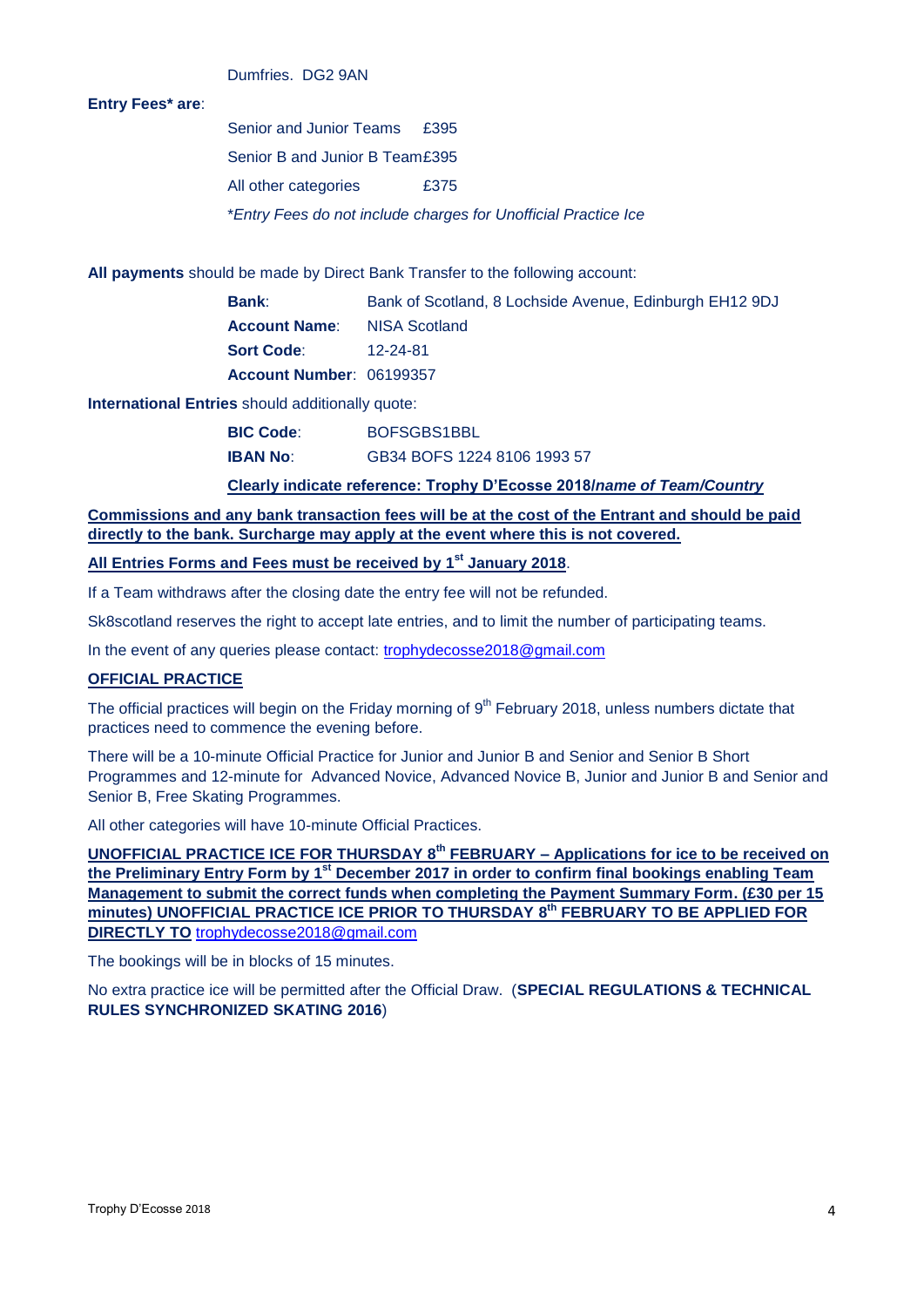Dumfries. DG2 9AN

**Entry Fees\* are**:

| | |
|---|---|
| Senior and Junior Teams | £395 |
| Senior B and Junior B Team | £395 |
| All other categories | £375 |

*\*Entry Fees do not include charges for Unofficial Practice Ice*

**All payments** should be made by Direct Bank Transfer to the following account:

| | |
|---|---|
| **Bank**: | Bank of Scotland, 8 Lochside Avenue, Edinburgh EH12 9DJ |
| **Account Name**: | NISA Scotland |
| **Sort Code**: | 12-24-81 |
| **Account Number**: | 06199357 |

**International Entries** should additionally quote:

| | |
|---|---|
| **BIC Code**: | BOFSGBS1BBL |
| **IBAN No**: | GB34 BOFS 1224 8106 1993 57 |

**Clearly indicate reference: Trophy D'Ecosse 2018/*name of Team/Country***

**Commissions and any bank transaction fees will be at the cost of the Entrant and should be paid directly to the bank. Surcharge may apply at the event where this is not covered.**

**All Entries Forms and Fees must be received by 1st January 2018**.

If a Team withdraws after the closing date the entry fee will not be refunded.

Sk8scotland reserves the right to accept late entries, and to limit the number of participating teams.

In the event of any queries please contact: trophydecosse2018@gmail.com

## OFFICIAL PRACTICE

The official practices will begin on the Friday morning of 9th February 2018, unless numbers dictate that practices need to commence the evening before.

There will be a 10-minute Official Practice for Junior and Junior B and Senior and Senior B Short Programmes and 12-minute for Advanced Novice, Advanced Novice B, Junior and Junior B and Senior and Senior B, Free Skating Programmes.

All other categories will have 10-minute Official Practices.

**UNOFFICIAL PRACTICE ICE FOR THURSDAY 8th FEBRUARY – Applications for ice to be received on the Preliminary Entry Form by 1st December 2017 in order to confirm final bookings enabling Team Management to submit the correct funds when completing the Payment Summary Form. (£30 per 15 minutes) UNOFFICIAL PRACTICE ICE PRIOR TO THURSDAY 8th FEBRUARY TO BE APPLIED FOR DIRECTLY TO** trophydecosse2018@gmail.com

The bookings will be in blocks of 15 minutes.

No extra practice ice will be permitted after the Official Draw. (**SPECIAL REGULATIONS & TECHNICAL RULES SYNCHRONIZED SKATING 2016**)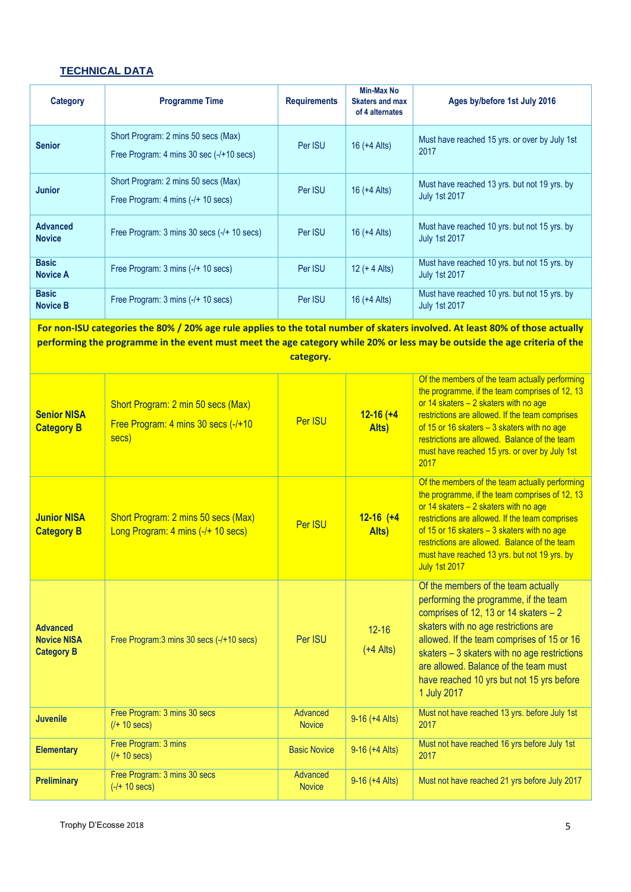## TECHNICAL DATA

| Category | Programme Time | Requirements | Min-Max No Skaters and max of 4 alternates | Ages by/before 1st July 2016 |
|---|---|---|---|---|
| **Senior** | Short Program: 2 mins 50 secs (Max)<br>Free Program: 4 mins 30 sec (-/+10 secs) | Per ISU | 16 (+4 Alts) | Must have reached 15 yrs. or over by July 1st 2017 |
| **Junior** | Short Program: 2 mins 50 secs (Max)<br>Free Program: 4 mins (-/+ 10 secs) | Per ISU | 16 (+4 Alts) | Must have reached 13 yrs. but not 19 yrs. by July 1st 2017 |
| **Advanced Novice** | Free Program: 3 mins 30 secs (-/+ 10 secs) | Per ISU | 16 (+4 Alts) | Must have reached 10 yrs. but not 15 yrs. by July 1st 2017 |
| **Basic Novice A** | Free Program: 3 mins (-/+ 10 secs) | Per ISU | 12 (+ 4 Alts) | Must have reached 10 yrs. but not 15 yrs. by July 1st 2017 |
| **Basic Novice B** | Free Program: 3 mins (-/+ 10 secs) | Per ISU | 16 (+4 Alts) | Must have reached 10 yrs. but not 15 yrs. by July 1st 2017 |
| **For non-ISU categories the 80% / 20% age rule applies to the total number of skaters involved. At least 80% of those actually performing the programme in the event must meet the age category while 20% or less may be outside the age criteria of the category.** | | | | |
| **Senior NISA Category B** | Short Program: 2 min 50 secs (Max)<br>Free Program: 4 mins 30 secs (-/+10 secs) | Per ISU | **12-16 (+4 Alts)** | Of the members of the team actually performing the programme, if the team comprises of 12, 13 or 14 skaters – 2 skaters with no age restrictions are allowed. If the team comprises of 15 or 16 skaters – 3 skaters with no age restrictions are allowed. Balance of the team must have reached 15 yrs. or over by July 1st 2017 |
| **Junior NISA Category B** | Short Program: 2 mins 50 secs (Max)<br>Long Program: 4 mins (-/+ 10 secs) | Per ISU | **12-16 (+4 Alts)** | Of the members of the team actually performing the programme, if the team comprises of 12, 13 or 14 skaters – 2 skaters with no age restrictions are allowed. If the team comprises of 15 or 16 skaters – 3 skaters with no age restrictions are allowed. Balance of the team must have reached 13 yrs. but not 19 yrs. by July 1st 2017 |
| **Advanced Novice NISA Category B** | Free Program:3 mins 30 secs (-/+10 secs) | Per ISU | 12-16 (+4 Alts) | Of the members of the team actually performing the programme, if the team comprises of 12, 13 or 14 skaters – 2 skaters with no age restrictions are allowed. If the team comprises of 15 or 16 skaters – 3 skaters with no age restrictions are allowed. Balance of the team must have reached 10 yrs but not 15 yrs before 1 July 2017 |
| **Juvenile** | Free Program: 3 mins 30 secs (/+ 10 secs) | Advanced Novice | 9-16 (+4 Alts) | Must not have reached 13 yrs. before July 1st 2017 |
| **Elementary** | Free Program: 3 mins (/+ 10 secs) | Basic Novice | 9-16 (+4 Alts) | Must not have reached 16 yrs before July 1st 2017 |
| **Preliminary** | Free Program: 3 mins 30 secs (-/+ 10 secs) | Advanced Novice | 9-16 (+4 Alts) | Must not have reached 21 yrs before July 2017 |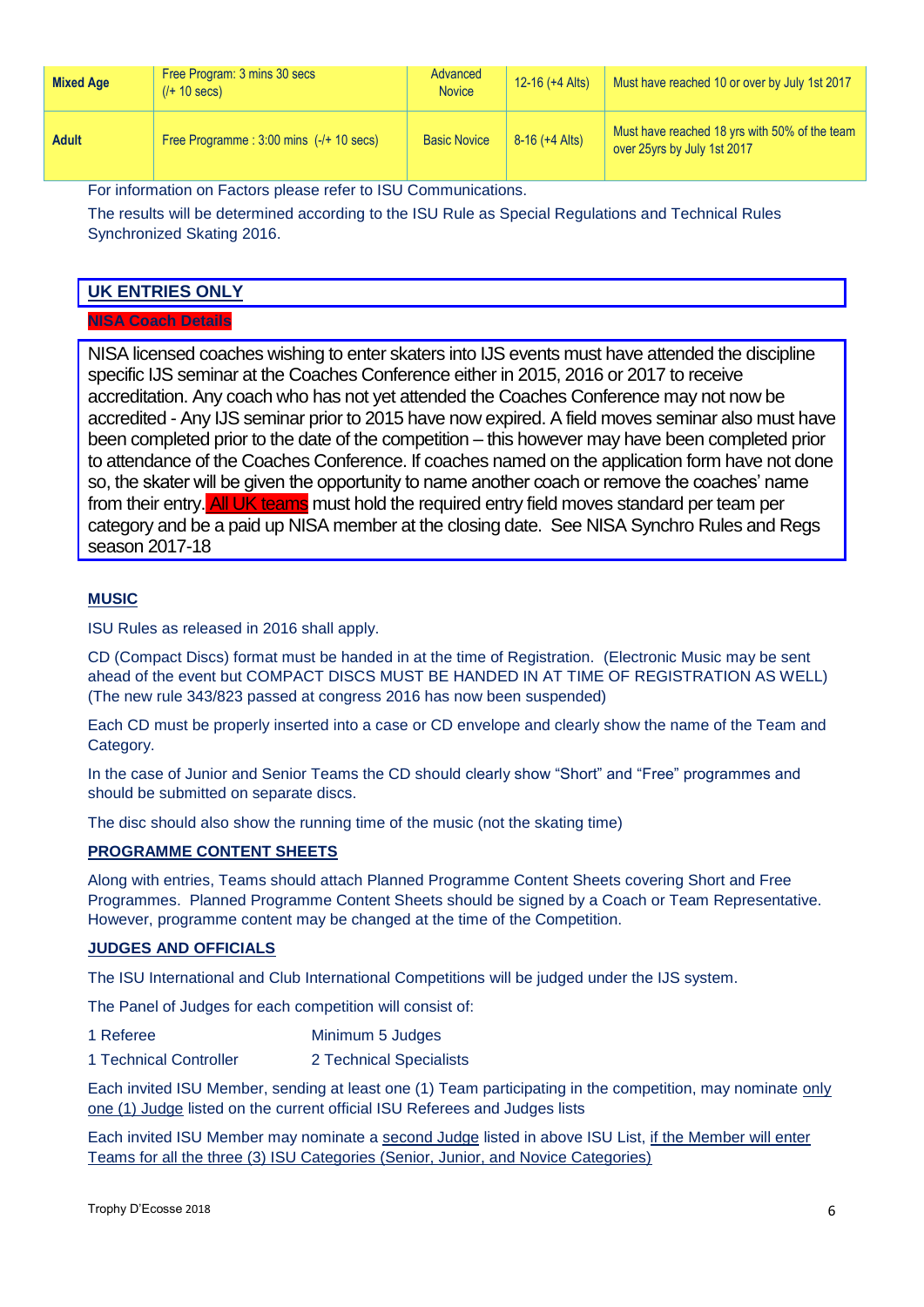| **Mixed Age** | Free Program: 3 mins 30 secs (/+ 10 secs) | Advanced Novice | 12-16 (+4 Alts) | Must have reached 10 or over by July 1st 2017 |
|---|---|---|---|---|
| **Adult** | Free Programme : 3:00 mins (-/+ 10 secs) | Basic Novice | 8-16 (+4 Alts) | Must have reached 18 yrs with 50% of the team over 25yrs by July 1st 2017 |

For information on Factors please refer to ISU Communications.

The results will be determined according to the ISU Rule as Special Regulations and Technical Rules Synchronized Skating 2016.

## UK ENTRIES ONLY

**NISA Coach Details**

NISA licensed coaches wishing to enter skaters into IJS events must have attended the discipline specific IJS seminar at the Coaches Conference either in 2015, 2016 or 2017 to receive accreditation. Any coach who has not yet attended the Coaches Conference may not now be accredited - Any IJS seminar prior to 2015 have now expired. A field moves seminar also must have been completed prior to the date of the competition – this however may have been completed prior to attendance of the Coaches Conference. If coaches named on the application form have not done so, the skater will be given the opportunity to name another coach or remove the coaches' name from their entry. All UK teams must hold the required entry field moves standard per team per category and be a paid up NISA member at the closing date. See NISA Synchro Rules and Regs season 2017-18

## MUSIC

ISU Rules as released in 2016 shall apply.

CD (Compact Discs) format must be handed in at the time of Registration. (Electronic Music may be sent ahead of the event but COMPACT DISCS MUST BE HANDED IN AT TIME OF REGISTRATION AS WELL) (The new rule 343/823 passed at congress 2016 has now been suspended)

Each CD must be properly inserted into a case or CD envelope and clearly show the name of the Team and Category.

In the case of Junior and Senior Teams the CD should clearly show "Short" and "Free" programmes and should be submitted on separate discs.

The disc should also show the running time of the music (not the skating time)

## PROGRAMME CONTENT SHEETS

Along with entries, Teams should attach Planned Programme Content Sheets covering Short and Free Programmes. Planned Programme Content Sheets should be signed by a Coach or Team Representative. However, programme content may be changed at the time of the Competition.

## JUDGES AND OFFICIALS

The ISU International and Club International Competitions will be judged under the IJS system.

The Panel of Judges for each competition will consist of:

| | |
|---|---|
| 1 Referee | Minimum 5 Judges |
| 1 Technical Controller | 2 Technical Specialists |

Each invited ISU Member, sending at least one (1) Team participating in the competition, may nominate only one (1) Judge listed on the current official ISU Referees and Judges lists

Each invited ISU Member may nominate a second Judge listed in above ISU List, if the Member will enter Teams for all the three (3) ISU Categories (Senior, Junior, and Novice Categories)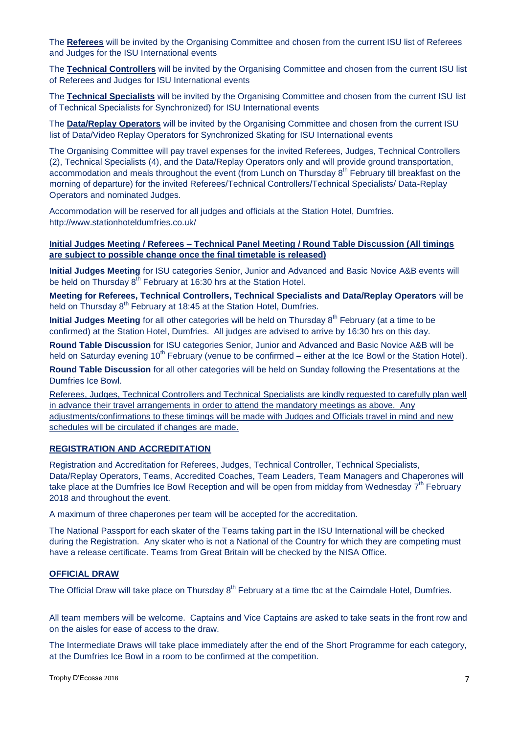The **Referees** will be invited by the Organising Committee and chosen from the current ISU list of Referees and Judges for the ISU International events

The **Technical Controllers** will be invited by the Organising Committee and chosen from the current ISU list of Referees and Judges for ISU International events

The **Technical Specialists** will be invited by the Organising Committee and chosen from the current ISU list of Technical Specialists for Synchronized) for ISU International events

The **Data/Replay Operators** will be invited by the Organising Committee and chosen from the current ISU list of Data/Video Replay Operators for Synchronized Skating for ISU International events

The Organising Committee will pay travel expenses for the invited Referees, Judges, Technical Controllers (2), Technical Specialists (4), and the Data/Replay Operators only and will provide ground transportation, accommodation and meals throughout the event (from Lunch on Thursday 8th February till breakfast on the morning of departure) for the invited Referees/Technical Controllers/Technical Specialists/ Data-Replay Operators and nominated Judges.

Accommodation will be reserved for all judges and officials at the Station Hotel, Dumfries. http://www.stationhoteldumfries.co.uk/

**Initial Judges Meeting / Referees – Technical Panel Meeting / Round Table Discussion (All timings are subject to possible change once the final timetable is released)**

**Initial Judges Meeting** for ISU categories Senior, Junior and Advanced and Basic Novice A&B events will be held on Thursday 8th February at 16:30 hrs at the Station Hotel.

**Meeting for Referees, Technical Controllers, Technical Specialists and Data/Replay Operators** will be held on Thursday 8th February at 18:45 at the Station Hotel, Dumfries.

**Initial Judges Meeting** for all other categories will be held on Thursday 8th February (at a time to be confirmed) at the Station Hotel, Dumfries. All judges are advised to arrive by 16:30 hrs on this day.

**Round Table Discussion** for ISU categories Senior, Junior and Advanced and Basic Novice A&B will be held on Saturday evening 10th February (venue to be confirmed – either at the Ice Bowl or the Station Hotel).

**Round Table Discussion** for all other categories will be held on Sunday following the Presentations at the Dumfries Ice Bowl.

Referees, Judges, Technical Controllers and Technical Specialists are kindly requested to carefully plan well in advance their travel arrangements in order to attend the mandatory meetings as above. Any adjustments/confirmations to these timings will be made with Judges and Officials travel in mind and new schedules will be circulated if changes are made.

## REGISTRATION AND ACCREDITATION

Registration and Accreditation for Referees, Judges, Technical Controller, Technical Specialists, Data/Replay Operators, Teams, Accredited Coaches, Team Leaders, Team Managers and Chaperones will take place at the Dumfries Ice Bowl Reception and will be open from midday from Wednesday 7th February 2018 and throughout the event.

A maximum of three chaperones per team will be accepted for the accreditation.

The National Passport for each skater of the Teams taking part in the ISU International will be checked during the Registration. Any skater who is not a National of the Country for which they are competing must have a release certificate. Teams from Great Britain will be checked by the NISA Office.

## OFFICIAL DRAW

The Official Draw will take place on Thursday 8th February at a time tbc at the Cairndale Hotel, Dumfries.

All team members will be welcome. Captains and Vice Captains are asked to take seats in the front row and on the aisles for ease of access to the draw.

The Intermediate Draws will take place immediately after the end of the Short Programme for each category, at the Dumfries Ice Bowl in a room to be confirmed at the competition.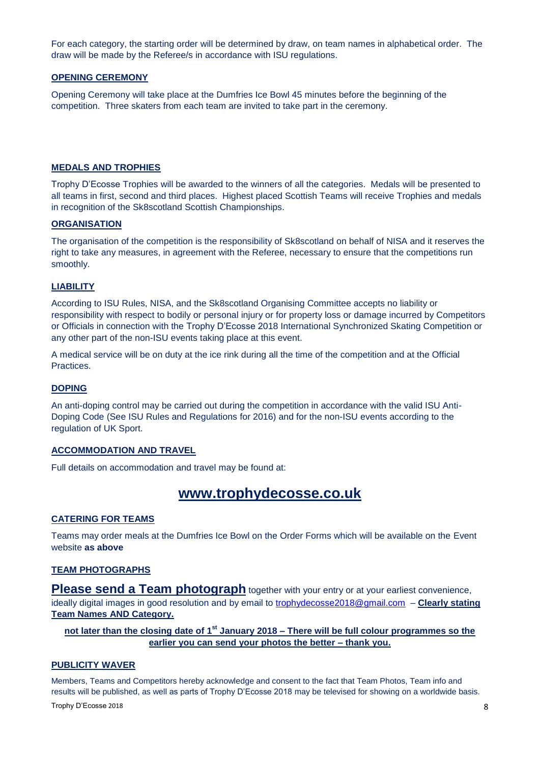For each category, the starting order will be determined by draw, on team names in alphabetical order. The draw will be made by the Referee/s in accordance with ISU regulations.

## OPENING CEREMONY

Opening Ceremony will take place at the Dumfries Ice Bowl 45 minutes before the beginning of the competition. Three skaters from each team are invited to take part in the ceremony.

## MEDALS AND TROPHIES

Trophy D'Ecosse Trophies will be awarded to the winners of all the categories. Medals will be presented to all teams in first, second and third places. Highest placed Scottish Teams will receive Trophies and medals in recognition of the Sk8scotland Scottish Championships.

## ORGANISATION

The organisation of the competition is the responsibility of Sk8scotland on behalf of NISA and it reserves the right to take any measures, in agreement with the Referee, necessary to ensure that the competitions run smoothly.

## LIABILITY

According to ISU Rules, NISA, and the Sk8scotland Organising Committee accepts no liability or responsibility with respect to bodily or personal injury or for property loss or damage incurred by Competitors or Officials in connection with the Trophy D'Ecosse 2018 International Synchronized Skating Competition or any other part of the non-ISU events taking place at this event.

A medical service will be on duty at the ice rink during all the time of the competition and at the Official Practices.

## DOPING

An anti-doping control may be carried out during the competition in accordance with the valid ISU Anti-Doping Code (See ISU Rules and Regulations for 2016) and for the non-ISU events according to the regulation of UK Sport.

## ACCOMMODATION AND TRAVEL

Full details on accommodation and travel may be found at:

# www.trophydecosse.co.uk

## CATERING FOR TEAMS

Teams may order meals at the Dumfries Ice Bowl on the Order Forms which will be available on the Event website **as above**

## TEAM PHOTOGRAPHS

**Please send a Team photograph** together with your entry or at your earliest convenience, ideally digital images in good resolution and by email to trophydecosse2018@gmail.com – **Clearly stating Team Names AND Category.**

**not later than the closing date of 1st January 2018 – There will be full colour programmes so the earlier you can send your photos the better – thank you.**

## PUBLICITY WAVER

Members, Teams and Competitors hereby acknowledge and consent to the fact that Team Photos, Team info and results will be published, as well as parts of Trophy D'Ecosse 2018 may be televised for showing on a worldwide basis.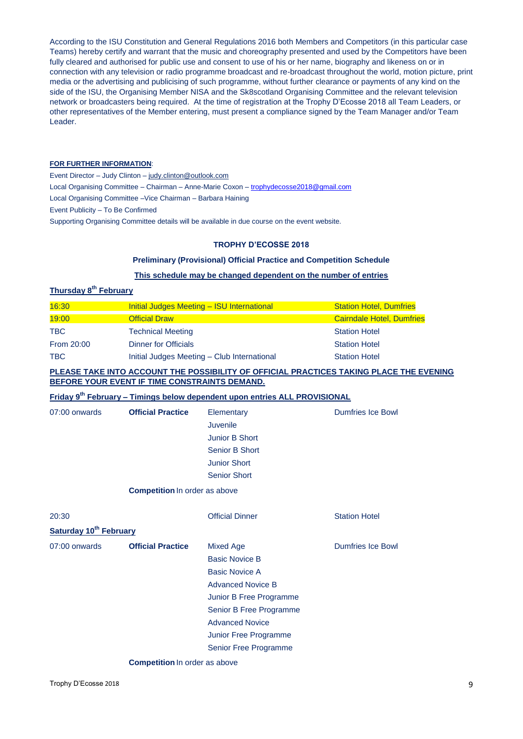According to the ISU Constitution and General Regulations 2016 both Members and Competitors (in this particular case Teams) hereby certify and warrant that the music and choreography presented and used by the Competitors have been fully cleared and authorised for public use and consent to use of his or her name, biography and likeness on or in connection with any television or radio programme broadcast and re-broadcast throughout the world, motion picture, print media or the advertising and publicising of such programme, without further clearance or payments of any kind on the side of the ISU, the Organising Member NISA and the Sk8scotland Organising Committee and the relevant television network or broadcasters being required. At the time of registration at the Trophy D'Ecosse 2018 all Team Leaders, or other representatives of the Member entering, must present a compliance signed by the Team Manager and/or Team Leader.

**FOR FURTHER INFORMATION**:

Event Director – Judy Clinton – judy.clinton@outlook.com

Local Organising Committee – Chairman – Anne-Marie Coxon – trophydecosse2018@gmail.com

Local Organising Committee –Vice Chairman – Barbara Haining

Event Publicity – To Be Confirmed

Supporting Organising Committee details will be available in due course on the event website.

## TROPHY D'ECOSSE 2018

### Preliminary (Provisional) Official Practice and Competition Schedule

**This schedule may be changed dependent on the number of entries**

**Thursday 8th February**

| | | |
|---|---|---|
| 16:30 | Initial Judges Meeting – ISU International | Station Hotel, Dumfries |
| 19:00 | Official Draw | Cairndale Hotel, Dumfries |
| TBC | Technical Meeting | Station Hotel |
| From 20:00 | Dinner for Officials | Station Hotel |
| TBC | Initial Judges Meeting – Club International | Station Hotel |

**PLEASE TAKE INTO ACCOUNT THE POSSIBILITY OF OFFICIAL PRACTICES TAKING PLACE THE EVENING BEFORE YOUR EVENT IF TIME CONSTRAINTS DEMAND.**

**Friday 9th February – Timings below dependent upon entries ALL PROVISIONAL**

| | | | |
|---|---|---|---|
| 07:00 onwards | **Official Practice** | Elementary | Dumfries Ice Bowl |
| | | Juvenile | |
| | | Junior B Short | |
| | | Senior B Short | |
| | | Junior Short | |
| | | Senior Short | |
| | **Competition** In order as above | | |
| 20:30 | | Official Dinner | Station Hotel |

**Saturday 10th February**

| | | | |
|---|---|---|---|
| 07:00 onwards | **Official Practice** | Mixed Age | Dumfries Ice Bowl |
| | | Basic Novice B | |
| | | Basic Novice A | |
| | | Advanced Novice B | |
| | | Junior B Free Programme | |
| | | Senior B Free Programme | |
| | | Advanced Novice | |
| | | Junior Free Programme | |
| | | Senior Free Programme | |
| | **Competition** In order as above | | |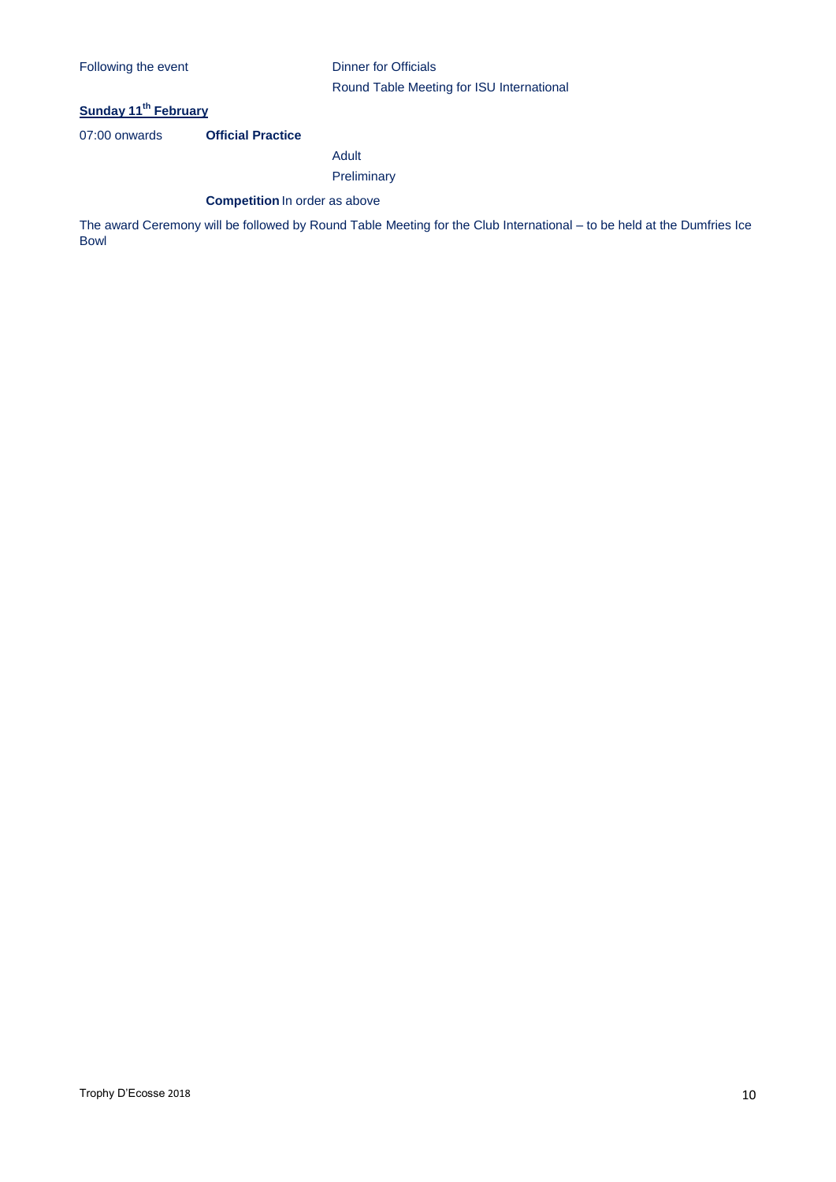Following the event Dinner for Officials

Round Table Meeting for ISU International

**Sunday 11th February**

07:00 onwards **Official Practice**

Adult

Preliminary

**Competition** In order as above

The award Ceremony will be followed by Round Table Meeting for the Club International – to be held at the Dumfries Ice Bowl